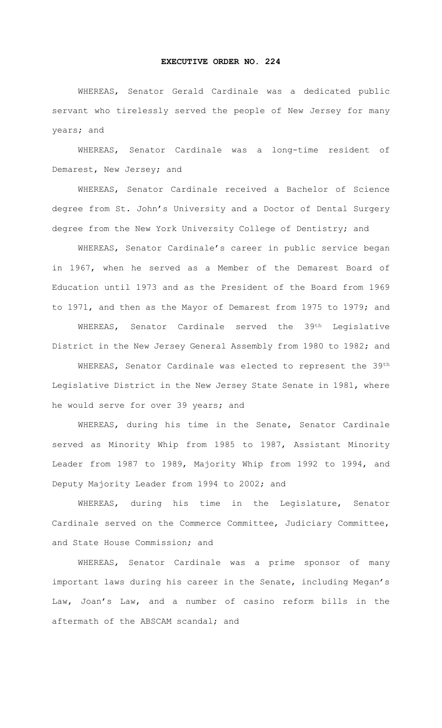# EXECUTIVE ORDER NO. 224

WHEREAS, Senator Gerald Cardinale was a dedicated public servant who tirelessly served the people of New Jersey for many years; and

WHEREAS, Senator Cardinale was a long-time resident of Demarest, New Jersey; and

WHEREAS, Senator Cardinale received a Bachelor of Science degree from St. John's University and a Doctor of Dental Surgery degree from the New York University College of Dentistry; and

WHEREAS, Senator Cardinale's career in public service began in 1967, when he served as a Member of the Demarest Board of Education until 1973 and as the President of the Board from 1969 to 1971, and then as the Mayor of Demarest from 1975 to 1979; and

WHEREAS, Senator Cardinale served the 39th Legislative District in the New Jersey General Assembly from 1980 to 1982; and

WHEREAS, Senator Cardinale was elected to represent the 39th Legislative District in the New Jersey State Senate in 1981, where he would serve for over 39 years; and

WHEREAS, during his time in the Senate, Senator Cardinale served as Minority Whip from 1985 to 1987, Assistant Minority Leader from 1987 to 1989, Majority Whip from 1992 to 1994, and Deputy Majority Leader from 1994 to 2002; and

WHEREAS, during his time in the Legislature, Senator Cardinale served on the Commerce Committee, Judiciary Committee, and State House Commission; and

WHEREAS, Senator Cardinale was a prime sponsor of many important laws during his career in the Senate, including Megan's Law, Joan's Law, and a number of casino reform bills in the aftermath of the ABSCAM scandal; and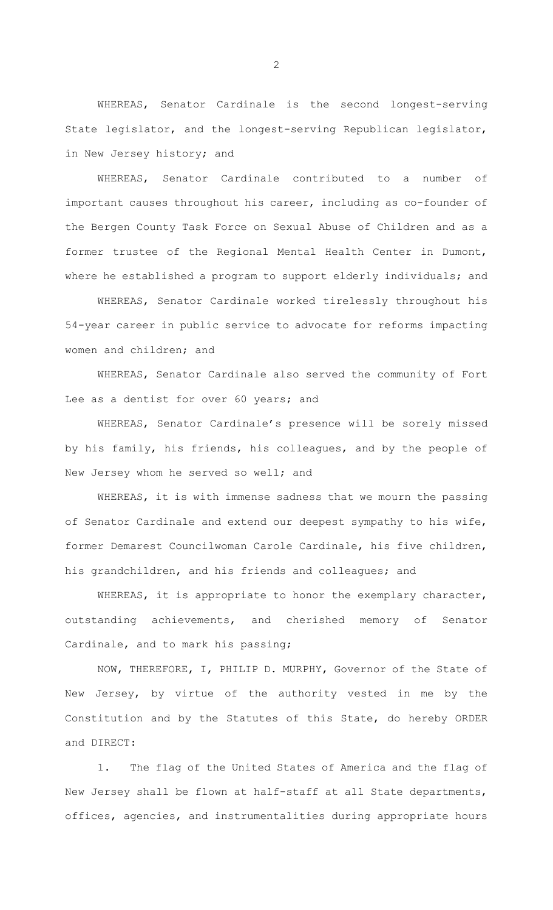WHEREAS, Senator Cardinale is the second longest-serving State legislator, and the longest-serving Republican legislator, in New Jersey history; and

WHEREAS, Senator Cardinale contributed to a number of important causes throughout his career, including as co-founder of the Bergen County Task Force on Sexual Abuse of Children and as a former trustee of the Regional Mental Health Center in Dumont, where he established a program to support elderly individuals; and

WHEREAS, Senator Cardinale worked tirelessly throughout his 54-year career in public service to advocate for reforms impacting women and children; and

WHEREAS, Senator Cardinale also served the community of Fort Lee as a dentist for over 60 years; and

WHEREAS, Senator Cardinale's presence will be sorely missed by his family, his friends, his colleagues, and by the people of New Jersey whom he served so well; and

WHEREAS, it is with immense sadness that we mourn the passing of Senator Cardinale and extend our deepest sympathy to his wife, former Demarest Councilwoman Carole Cardinale, his five children, his grandchildren, and his friends and colleagues; and

WHEREAS, it is appropriate to honor the exemplary character, outstanding achievements, and cherished memory of Senator Cardinale, and to mark his passing;

NOW, THEREFORE, I, PHILIP D. MURPHY, Governor of the State of New Jersey, by virtue of the authority vested in me by the Constitution and by the Statutes of this State, do hereby ORDER and DIRECT:

1. The flag of the United States of America and the flag of New Jersey shall be flown at half-staff at all State departments, offices, agencies, and instrumentalities during appropriate hours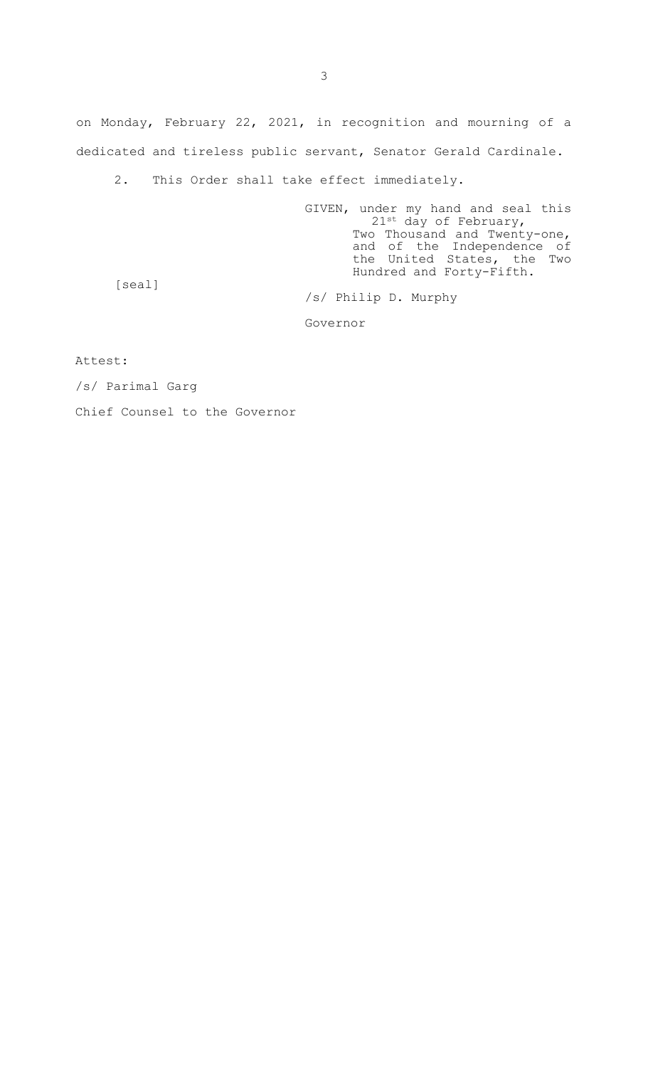on Monday, February 22, 2021, in recognition and mourning of a dedicated and tireless public servant, Senator Gerald Cardinale.

2. This Order shall take effect immediately.

GIVEN, under my hand and seal this 21st day of February, Two Thousand and Twenty-one, and of the Independence of the United States, the Two Hundred and Forty-Fifth.

[seal]

/s/ Philip D. Murphy

Governor

Attest:

/s/ Parimal Garg

Chief Counsel to the Governor